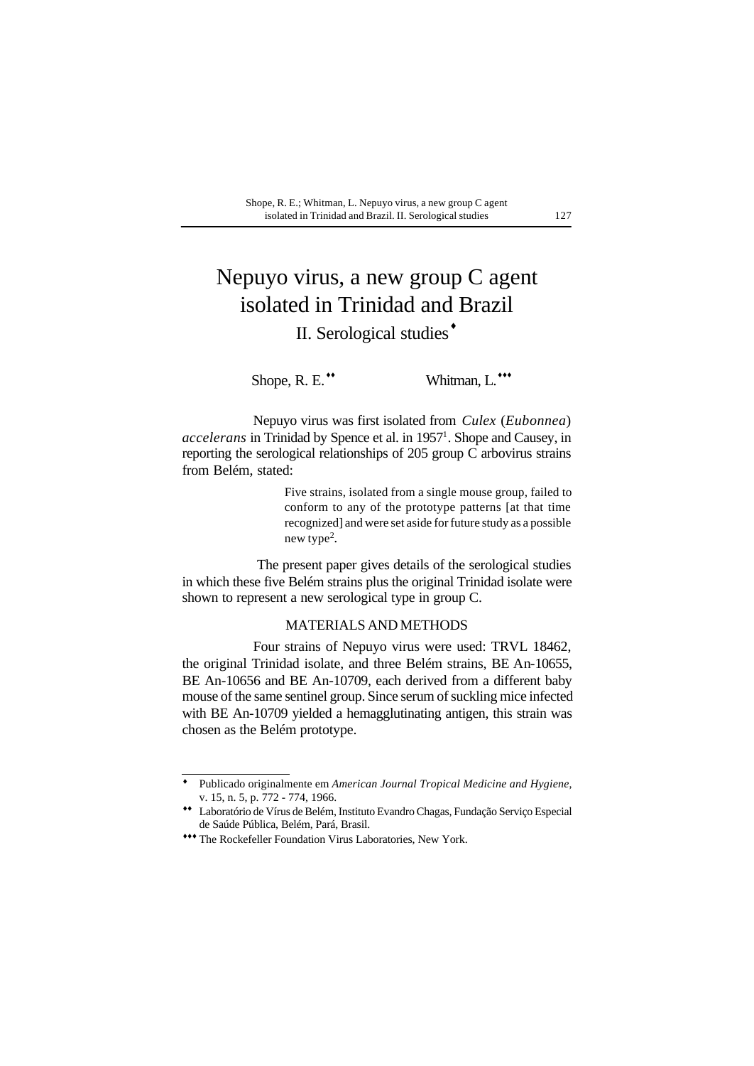# Nepuyo virus, a new group C agent isolated in Trinidad and Brazil

## II. Serological studies[♦]

Shope, R. E.[♦♦] Whitman, L.[♦♦♦]

Nepuyo virus was first isolated from *Culex* (*Eubonnea*) *accelerans* in Trinidad by Spence et al. in 1957[1]. Shope and Causey, in reporting the serological relationships of 205 group C arbovirus strains from Belém, stated:

> Five strains, isolated from a single mouse group, failed to conform to any of the prototype patterns [at that time recognized] and were set aside for future study as a possible new type[2].

The present paper gives details of the serological studies in which these five Belém strains plus the original Trinidad isolate were shown to represent a new serological type in group C.

### MATERIALS AND METHODS

Four strains of Nepuyo virus were used: TRVL 18462, the original Trinidad isolate, and three Belém strains, BE An-10655, BE An-10656 and BE An-10709, each derived from a different baby mouse of the same sentinel group. Since serum of suckling mice infected with BE An-10709 yielded a hemagglutinating antigen, this strain was chosen as the Belém prototype.

---

♦ Publicado originalmente em *American Journal Tropical Medicine and Hygiene*, v. 15, n. 5, p. 772 - 774, 1966.

♦♦ Laboratório de Vírus de Belém, Instituto Evandro Chagas, Fundação Serviço Especial de Saúde Pública, Belém, Pará, Brasil.

♦♦♦ The Rockefeller Foundation Virus Laboratories, New York.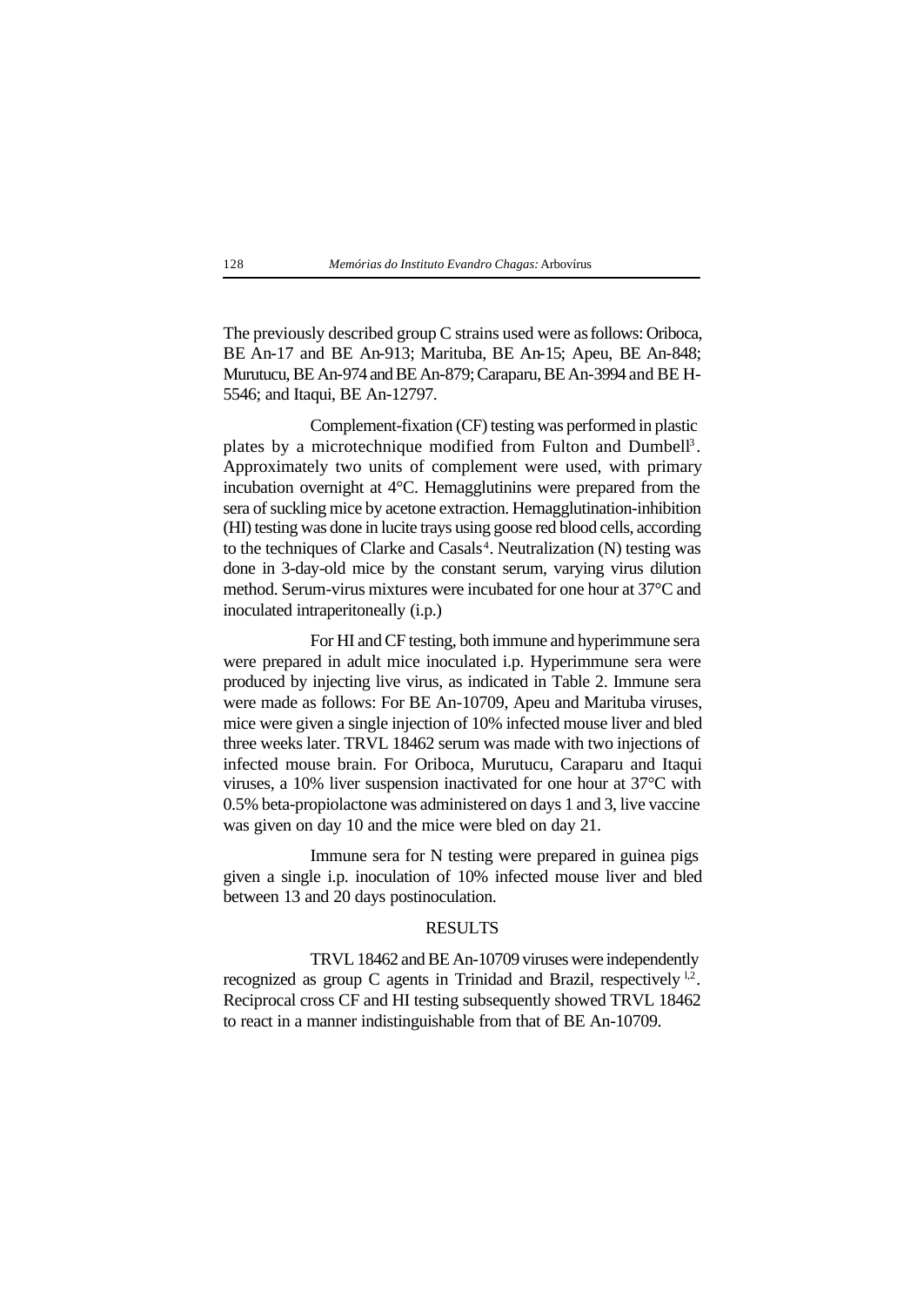The previously described group C strains used were as follows: Oriboca, BE An-17 and BE An-913; Marituba, BE An-15; Apeu, BE An-848; Murutucu, BE An-974 and BE An-879; Caraparu, BE An-3994 and BE H-5546; and Itaqui, BE An-12797.

Complement-fixation (CF) testing was performed in plastic plates by a microtechnique modified from Fulton and Dumbell[3]. Approximately two units of complement were used, with primary incubation overnight at 4°C. Hemagglutinins were prepared from the sera of suckling mice by acetone extraction. Hemagglutination-inhibition (HI) testing was done in lucite trays using goose red blood cells, according to the techniques of Clarke and Casals[4]. Neutralization (N) testing was done in 3-day-old mice by the constant serum, varying virus dilution method. Serum-virus mixtures were incubated for one hour at 37°C and inoculated intraperitoneally (i.p.)

For HI and CF testing, both immune and hyperimmune sera were prepared in adult mice inoculated i.p. Hyperimmune sera were produced by injecting live virus, as indicated in Table 2. Immune sera were made as follows: For BE An-10709, Apeu and Marituba viruses, mice were given a single injection of 10% infected mouse liver and bled three weeks later. TRVL 18462 serum was made with two injections of infected mouse brain. For Oriboca, Murutucu, Caraparu and Itaqui viruses, a 10% liver suspension inactivated for one hour at 37°C with 0.5% beta-propiolactone was administered on days 1 and 3, live vaccine was given on day 10 and the mice were bled on day 21.

Immune sera for N testing were prepared in guinea pigs given a single i.p. inoculation of 10% infected mouse liver and bled between 13 and 20 days postinoculation.

## RESULTS

TRVL 18462 and BE An-10709 viruses were independently recognized as group C agents in Trinidad and Brazil, respectively [1,2]. Reciprocal cross CF and HI testing subsequently showed TRVL 18462 to react in a manner indistinguishable from that of BE An-10709.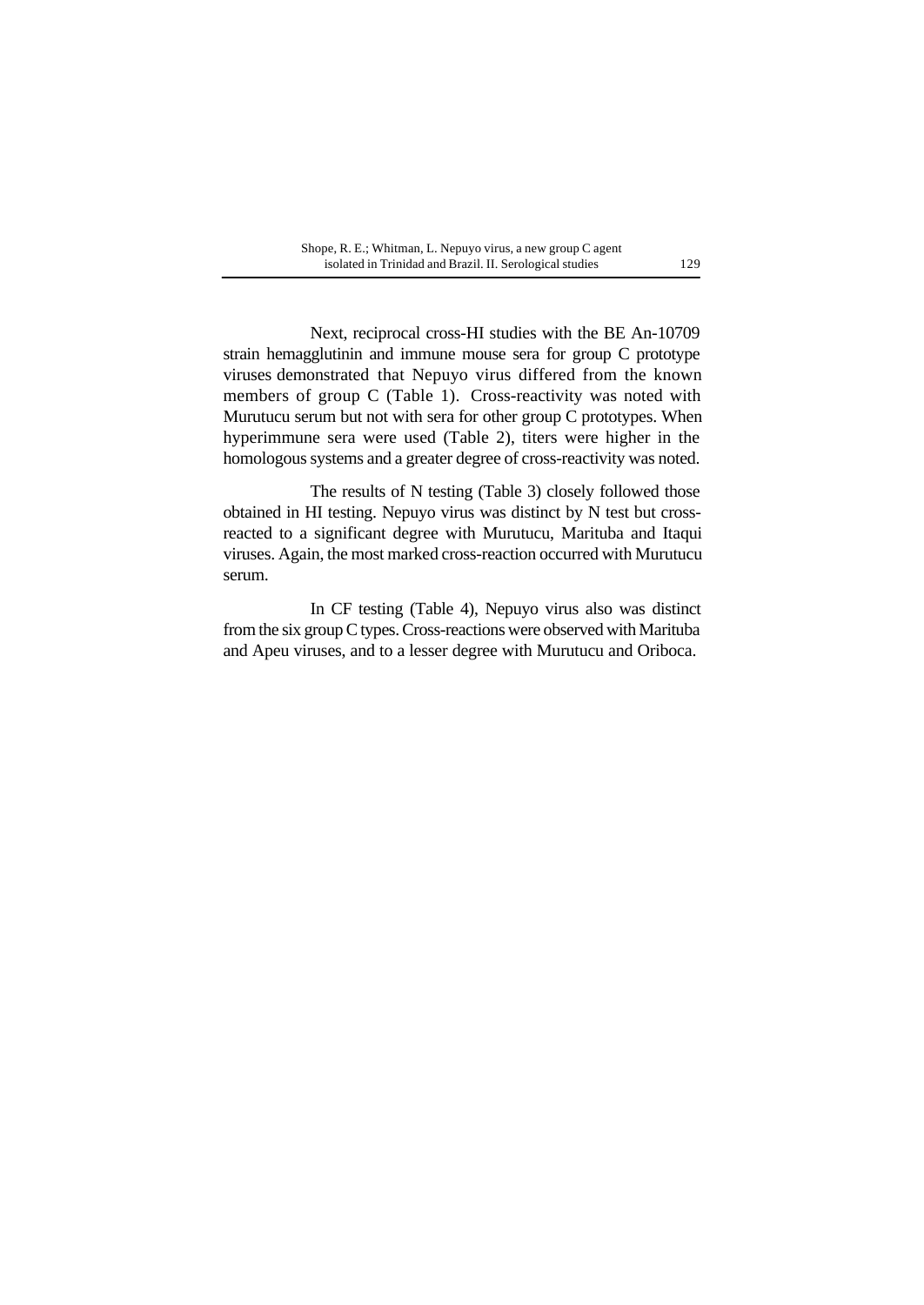Next, reciprocal cross-HI studies with the BE An-10709 strain hemagglutinin and immune mouse sera for group C prototype viruses demonstrated that Nepuyo virus differed from the known members of group C (Table 1). Cross-reactivity was noted with Murutucu serum but not with sera for other group C prototypes. When hyperimmune sera were used (Table 2), titers were higher in the homologous systems and a greater degree of cross-reactivity was noted.

The results of N testing (Table 3) closely followed those obtained in HI testing. Nepuyo virus was distinct by N test but cross-reacted to a significant degree with Murutucu, Marituba and Itaqui viruses. Again, the most marked cross-reaction occurred with Murutucu serum.

In CF testing (Table 4), Nepuyo virus also was distinct from the six group C types. Cross-reactions were observed with Marituba and Apeu viruses, and to a lesser degree with Murutucu and Oriboca.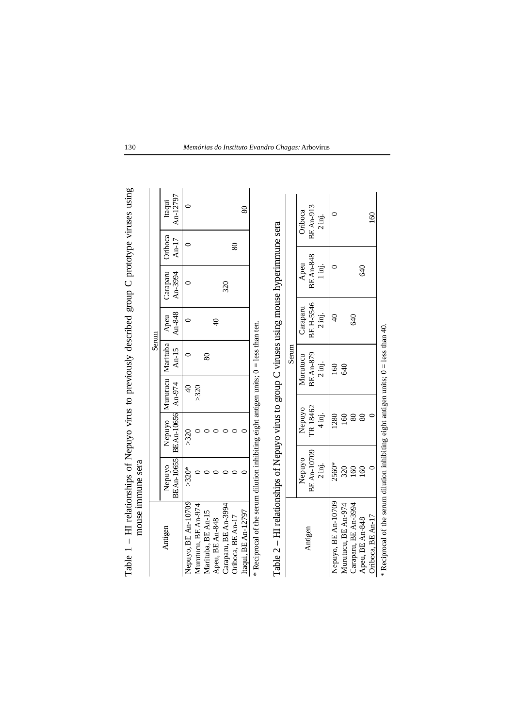Table 1 – HI relationships of Nepuyo virus to previously described group C prototype viruses using mouse immune sera

| Antigen | Serum | | | | | | | |
|---|---|---|---|---|---|---|---|---|
| | Nepuyo BE An-10655 | Nepuyo BE An-10656 | Murutucu An-974 | Marituba An-15 | Apeu An-848 | Caraparu An-3994 | Oriboca An-17 | Itaqui An-12797 |
| Nepuyo, BE An-10709 | >320* | >320 | 40 | 0 | 0 | 0 | 0 | 0 |
| Murutucu, BE An-974 | 0 | 0 | >320 | | | | | |
| Marituba, BE An-15 | 0 | 0 | | 80 | | | | |
| Apeu, BE An-848 | 0 | 0 | | | 40 | | | |
| Caraparu, BE An-3994 | 0 | 0 | | | | 320 | | |
| Oriboca, BE An-17 | 0 | 0 | | | | | 80 | |
| Itaqui, BE An-12797 | 0 | 0 | | | | | | 80 |

* Reciprocal of the serum dilution inhibiting eight antigen units; 0 = less than ten.

Table 2 – HI relationships of Nepuyo virus to group C viruses using mouse hyperimmune sera

| Antigen | Serum | | | | | |
|---|---|---|---|---|---|---|
| | Nepuyo BE An-10709 2 inj. | Nepuyo TR 18462 4 inj. | Murutucu BE An-879 2 inj. | Caraparu BE H-5546 2 inj. | Apeu BE An-848 1 inj. | Oriboca BE An-913 2 inj. |
| Nepuyo, BE An-10709 | 2560* | 1280 | 160 | 40 | 0 | 0 |
| Murutucu, BE An-974 | 320 | 160 | 640 | | | |
| Caraparu, BE An-3994 | 160 | 80 | | 640 | | |
| Apeu, BE An-848 | 160 | 80 | | | 640 | |
| Oriboca, BE An-17 | 0 | 0 | | | | 160 |

* Reciprocal of the serum dilution inhibiting eight antigen units; 0 = less than 40.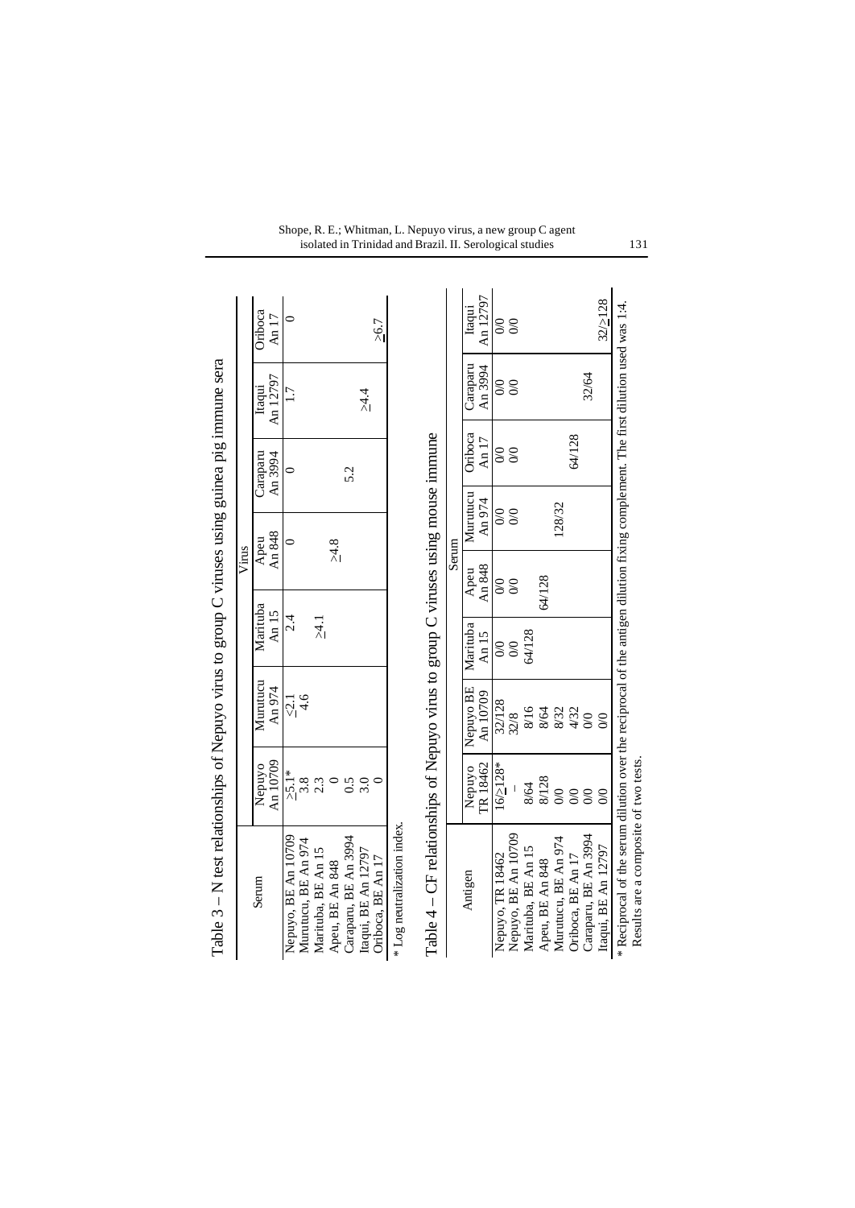Table 3 – N test relationships of Nepuyo virus to group C viruses using guinea pig immune sera

| Serum | Virus | | | | | | |
|---|---|---|---|---|---|---|---|
| | Nepuyo An 10709 | Murutucu An 974 | Marituba An 15 | Apeu An 848 | Caraparu An 3994 | Itaqui An 12797 | Oriboca An 17 |
| Nepuyo, BE An 10709 | ≥5.1* | ≤2.1 | 2.4 | 0 | 0 | 1.7 | 0 |
| Murutucu, BE An 974 | 3.8 | 4.6 | | | | | |
| Marituba, BE An 15 | 2.3 | | ≥4.1 | | | | |
| Apeu, BE An 848 | 0 | | | ≥4.8 | | | |
| Caraparu, BE An 3994 | 0.5 | | | | 5.2 | | |
| Itaqui, BE An 12797 | 3.0 | | | | | ≥4.4 | |
| Oriboca, BE An 17 | 0 | | | | | | ≥6.7 |

\* Log neutralization index.

Table 4 – CF relationships of Nepuyo virus to group C viruses using mouse immune

| Antigen | Serum | | | | | | | |
|---|---|---|---|---|---|---|---|---|
| | Nepuyo TR 18462 | Nepuyo BE An 10709 | Marituba An 15 | Apeu An 848 | Murutucu An 974 | Oriboca An 17 | Caraparu An 3994 | Itaqui An 12797 |
| Nepuyo, TR 18462 | 16/≥128* | 32/128 | 0/0 | 0/0 | 0/0 | 0/0 | 0/0 | 0/0 |
| Nepuyo, BE An 10709 | – | 32/8 | 0/0 | 0/0 | 0/0 | 0/0 | 0/0 | 0/0 |
| Marituba, BE An 15 | 8/64 | 8/16 | 64/128 | | | | | |
| Apeu, BE An 848 | 8/128 | 8/64 | | 64/128 | | | | |
| Murutucu, BE An 974 | 0/0 | 8/32 | | | 128/32 | | | |
| Oriboca, BE An 17 | 0/0 | 4/32 | | | | 64/128 | | |
| Caraparu, BE An 3994 | 0/0 | 0/0 | | | | | 32/64 | |
| Itaqui, BE An 12797 | 0/0 | 0/0 | | | | | | 32/≥128 |

\* Reciprocal of the serum dilution over the reciprocal of the antigen dilution fixing complement. The first dilution used was 1:4. Results are a composite of two tests.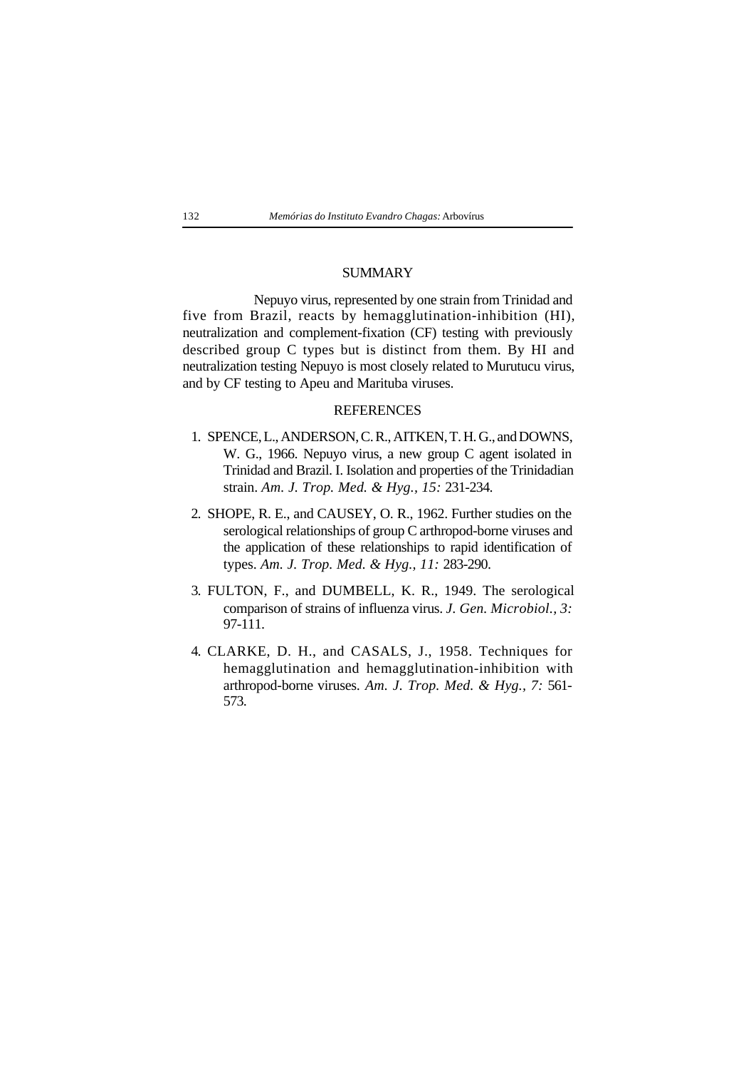## SUMMARY

Nepuyo virus, represented by one strain from Trinidad and five from Brazil, reacts by hemagglutination-inhibition (HI), neutralization and complement-fixation (CF) testing with previously described group C types but is distinct from them. By HI and neutralization testing Nepuyo is most closely related to Murutucu virus, and by CF testing to Apeu and Marituba viruses.

## REFERENCES

1. SPENCE, L., ANDERSON, C. R., AITKEN, T. H. G., and DOWNS, W. G., 1966. Nepuyo virus, a new group C agent isolated in Trinidad and Brazil. I. Isolation and properties of the Trinidadian strain. *Am. J. Trop. Med. & Hyg., 15:* 231-234.

2. SHOPE, R. E., and CAUSEY, O. R., 1962. Further studies on the serological relationships of group C arthropod-borne viruses and the application of these relationships to rapid identification of types. *Am. J. Trop. Med. & Hyg., 11:* 283-290.

3. FULTON, F., and DUMBELL, K. R., 1949. The serological comparison of strains of influenza virus. *J. Gen. Microbiol., 3:* 97-111.

4. CLARKE, D. H., and CASALS, J., 1958. Techniques for hemagglutination and hemagglutination-inhibition with arthropod-borne viruses. *Am. J. Trop. Med. & Hyg., 7:* 561-573.